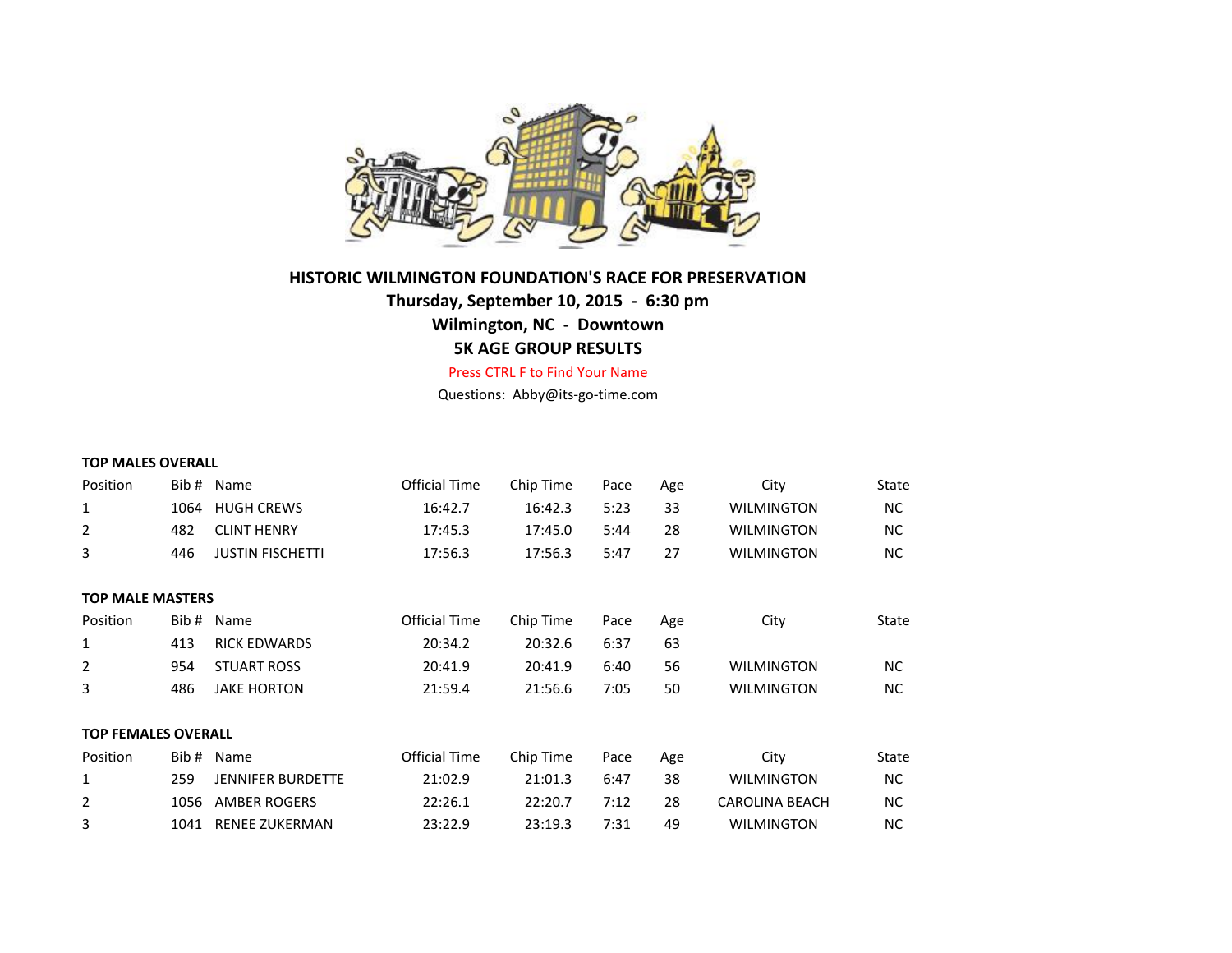# HISTORIC WILMINGTON FOUNDATION'S RACE FOR PRESERVATION

**Thursday, September 10, 2015 - 6:30 pm**

**Wilmington, NC - Downtown**

**5K AGE GROUP RESULTS**

Press CTRL F to Find Your Name

Questions: Abby@its-go-time.com

**TOP MALES OVERALL**

| Position | Bib # | Name | Official Time | Chip Time | Pace | Age | City | State |
|---|---|---|---|---|---|---|---|---|
| 1 | 1064 | HUGH CREWS | 16:42.7 | 16:42.3 | 5:23 | 33 | WILMINGTON | NC |
| 2 | 482 | CLINT HENRY | 17:45.3 | 17:45.0 | 5:44 | 28 | WILMINGTON | NC |
| 3 | 446 | JUSTIN FISCHETTI | 17:56.3 | 17:56.3 | 5:47 | 27 | WILMINGTON | NC |

**TOP MALE MASTERS**

| Position | Bib # | Name | Official Time | Chip Time | Pace | Age | City | State |
|---|---|---|---|---|---|---|---|---|
| 1 | 413 | RICK EDWARDS | 20:34.2 | 20:32.6 | 6:37 | 63 | | |
| 2 | 954 | STUART ROSS | 20:41.9 | 20:41.9 | 6:40 | 56 | WILMINGTON | NC |
| 3 | 486 | JAKE HORTON | 21:59.4 | 21:56.6 | 7:05 | 50 | WILMINGTON | NC |

**TOP FEMALES OVERALL**

| Position | Bib # | Name | Official Time | Chip Time | Pace | Age | City | State |
|---|---|---|---|---|---|---|---|---|
| 1 | 259 | JENNIFER BURDETTE | 21:02.9 | 21:01.3 | 6:47 | 38 | WILMINGTON | NC |
| 2 | 1056 | AMBER ROGERS | 22:26.1 | 22:20.7 | 7:12 | 28 | CAROLINA BEACH | NC |
| 3 | 1041 | RENEE ZUKERMAN | 23:22.9 | 23:19.3 | 7:31 | 49 | WILMINGTON | NC |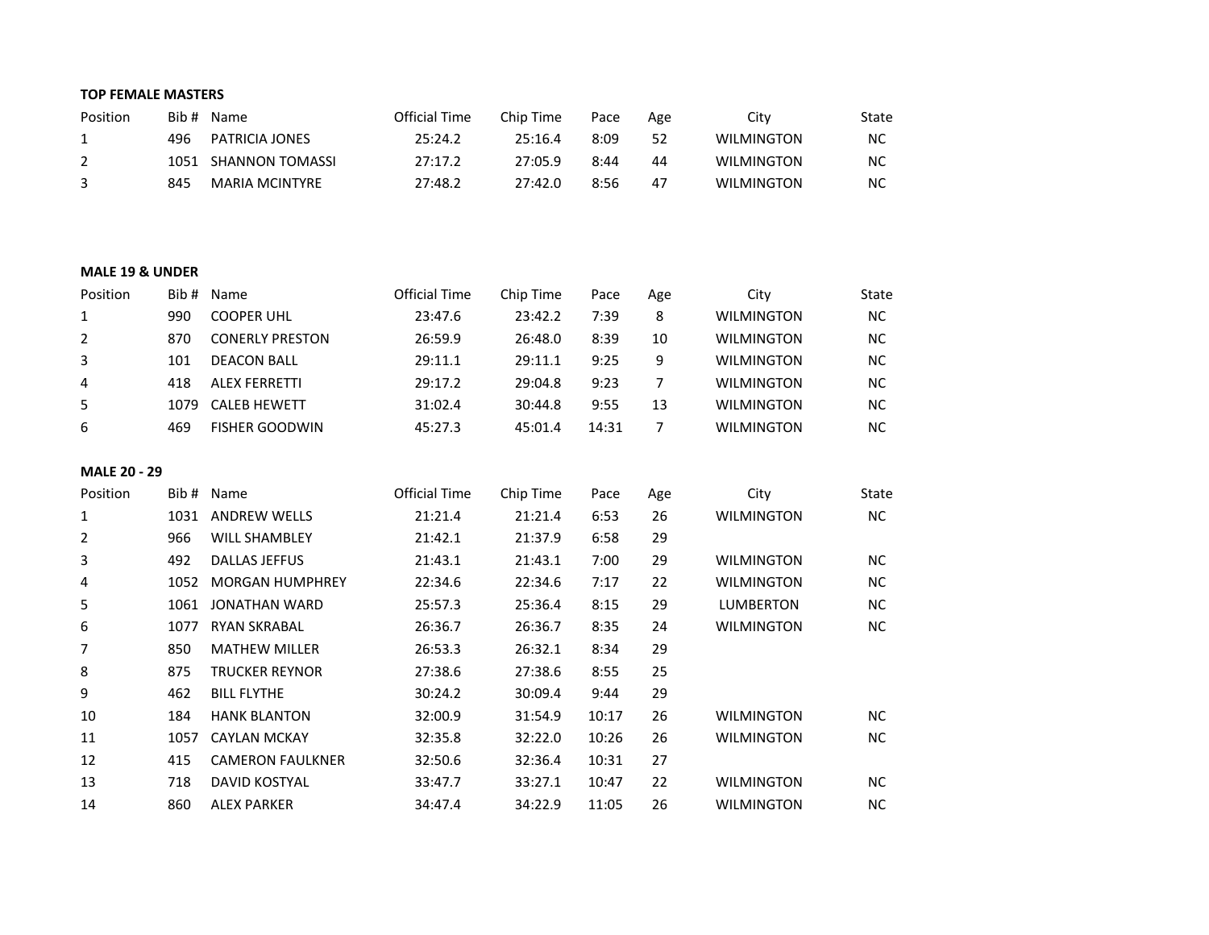**TOP FEMALE MASTERS**

| Position | Bib # | Name | Official Time | Chip Time | Pace | Age | City | State |
|---|---|---|---|---|---|---|---|---|
| 1 | 496 | PATRICIA JONES | 25:24.2 | 25:16.4 | 8:09 | 52 | WILMINGTON | NC |
| 2 | 1051 | SHANNON TOMASSI | 27:17.2 | 27:05.9 | 8:44 | 44 | WILMINGTON | NC |
| 3 | 845 | MARIA MCINTYRE | 27:48.2 | 27:42.0 | 8:56 | 47 | WILMINGTON | NC |

**MALE 19 & UNDER**

| Position | Bib # | Name | Official Time | Chip Time | Pace | Age | City | State |
|---|---|---|---|---|---|---|---|---|
| 1 | 990 | COOPER UHL | 23:47.6 | 23:42.2 | 7:39 | 8 | WILMINGTON | NC |
| 2 | 870 | CONERLY PRESTON | 26:59.9 | 26:48.0 | 8:39 | 10 | WILMINGTON | NC |
| 3 | 101 | DEACON BALL | 29:11.1 | 29:11.1 | 9:25 | 9 | WILMINGTON | NC |
| 4 | 418 | ALEX FERRETTI | 29:17.2 | 29:04.8 | 9:23 | 7 | WILMINGTON | NC |
| 5 | 1079 | CALEB HEWETT | 31:02.4 | 30:44.8 | 9:55 | 13 | WILMINGTON | NC |
| 6 | 469 | FISHER GOODWIN | 45:27.3 | 45:01.4 | 14:31 | 7 | WILMINGTON | NC |

**MALE 20 - 29**

| Position | Bib # | Name | Official Time | Chip Time | Pace | Age | City | State |
|---|---|---|---|---|---|---|---|---|
| 1 | 1031 | ANDREW WELLS | 21:21.4 | 21:21.4 | 6:53 | 26 | WILMINGTON | NC |
| 2 | 966 | WILL SHAMBLEY | 21:42.1 | 21:37.9 | 6:58 | 29 | | |
| 3 | 492 | DALLAS JEFFUS | 21:43.1 | 21:43.1 | 7:00 | 29 | WILMINGTON | NC |
| 4 | 1052 | MORGAN HUMPHREY | 22:34.6 | 22:34.6 | 7:17 | 22 | WILMINGTON | NC |
| 5 | 1061 | JONATHAN WARD | 25:57.3 | 25:36.4 | 8:15 | 29 | LUMBERTON | NC |
| 6 | 1077 | RYAN SKRABAL | 26:36.7 | 26:36.7 | 8:35 | 24 | WILMINGTON | NC |
| 7 | 850 | MATHEW MILLER | 26:53.3 | 26:32.1 | 8:34 | 29 | | |
| 8 | 875 | TRUCKER REYNOR | 27:38.6 | 27:38.6 | 8:55 | 25 | | |
| 9 | 462 | BILL FLYTHE | 30:24.2 | 30:09.4 | 9:44 | 29 | | |
| 10 | 184 | HANK BLANTON | 32:00.9 | 31:54.9 | 10:17 | 26 | WILMINGTON | NC |
| 11 | 1057 | CAYLAN MCKAY | 32:35.8 | 32:22.0 | 10:26 | 26 | WILMINGTON | NC |
| 12 | 415 | CAMERON FAULKNER | 32:50.6 | 32:36.4 | 10:31 | 27 | | |
| 13 | 718 | DAVID KOSTYAL | 33:47.7 | 33:27.1 | 10:47 | 22 | WILMINGTON | NC |
| 14 | 860 | ALEX PARKER | 34:47.4 | 34:22.9 | 11:05 | 26 | WILMINGTON | NC |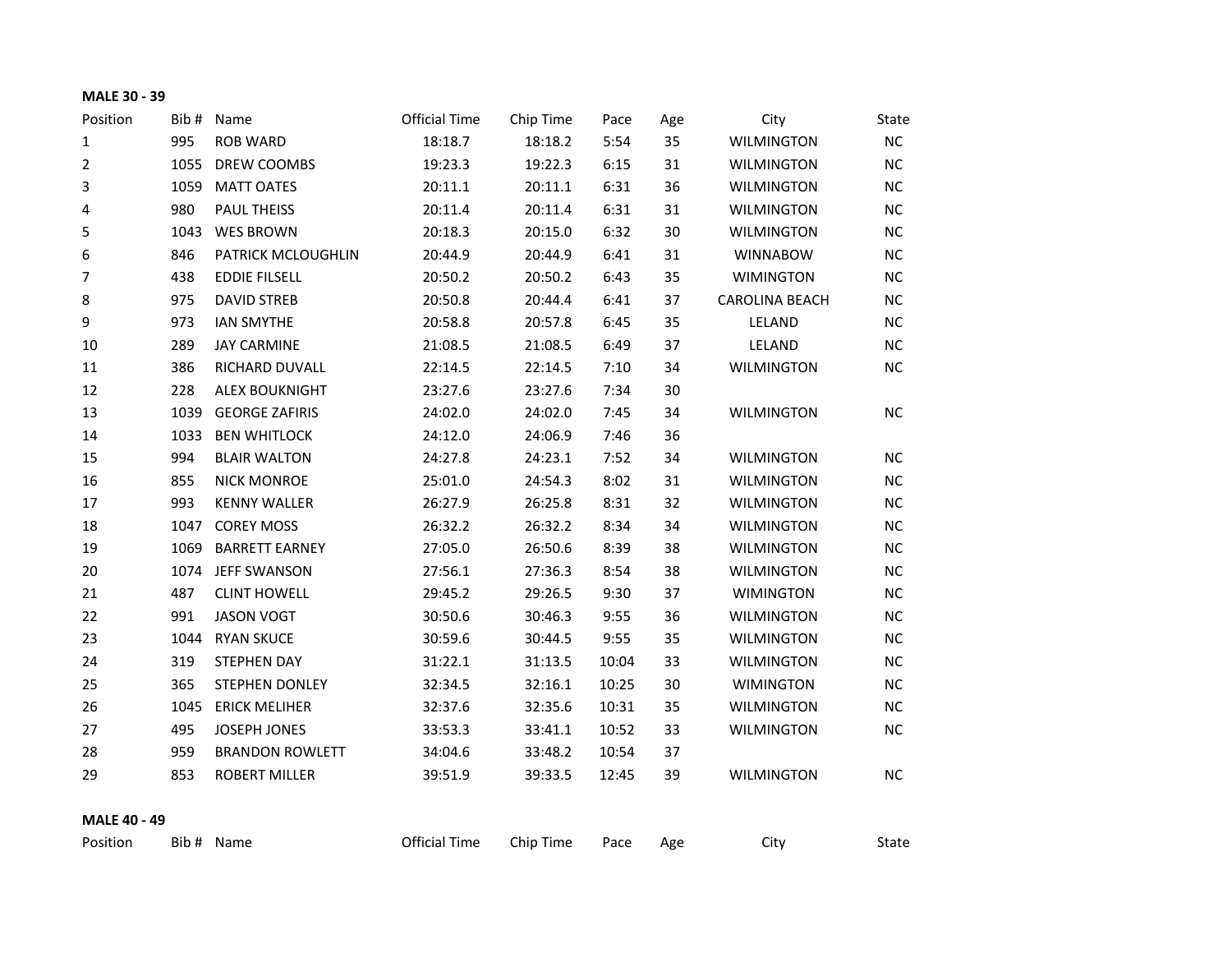**MALE 30 - 39**

| Position | Bib # | Name | Official Time | Chip Time | Pace | Age | City | State |
|---|---|---|---|---|---|---|---|---|
| 1 | 995 | ROB WARD | 18:18.7 | 18:18.2 | 5:54 | 35 | WILMINGTON | NC |
| 2 | 1055 | DREW COOMBS | 19:23.3 | 19:22.3 | 6:15 | 31 | WILMINGTON | NC |
| 3 | 1059 | MATT OATES | 20:11.1 | 20:11.1 | 6:31 | 36 | WILMINGTON | NC |
| 4 | 980 | PAUL THEISS | 20:11.4 | 20:11.4 | 6:31 | 31 | WILMINGTON | NC |
| 5 | 1043 | WES BROWN | 20:18.3 | 20:15.0 | 6:32 | 30 | WILMINGTON | NC |
| 6 | 846 | PATRICK MCLOUGHLIN | 20:44.9 | 20:44.9 | 6:41 | 31 | WINNABOW | NC |
| 7 | 438 | EDDIE FILSELL | 20:50.2 | 20:50.2 | 6:43 | 35 | WIMINGTON | NC |
| 8 | 975 | DAVID STREB | 20:50.8 | 20:44.4 | 6:41 | 37 | CAROLINA BEACH | NC |
| 9 | 973 | IAN SMYTHE | 20:58.8 | 20:57.8 | 6:45 | 35 | LELAND | NC |
| 10 | 289 | JAY CARMINE | 21:08.5 | 21:08.5 | 6:49 | 37 | LELAND | NC |
| 11 | 386 | RICHARD DUVALL | 22:14.5 | 22:14.5 | 7:10 | 34 | WILMINGTON | NC |
| 12 | 228 | ALEX BOUKNIGHT | 23:27.6 | 23:27.6 | 7:34 | 30 | | |
| 13 | 1039 | GEORGE ZAFIRIS | 24:02.0 | 24:02.0 | 7:45 | 34 | WILMINGTON | NC |
| 14 | 1033 | BEN WHITLOCK | 24:12.0 | 24:06.9 | 7:46 | 36 | | |
| 15 | 994 | BLAIR WALTON | 24:27.8 | 24:23.1 | 7:52 | 34 | WILMINGTON | NC |
| 16 | 855 | NICK MONROE | 25:01.0 | 24:54.3 | 8:02 | 31 | WILMINGTON | NC |
| 17 | 993 | KENNY WALLER | 26:27.9 | 26:25.8 | 8:31 | 32 | WILMINGTON | NC |
| 18 | 1047 | COREY MOSS | 26:32.2 | 26:32.2 | 8:34 | 34 | WILMINGTON | NC |
| 19 | 1069 | BARRETT EARNEY | 27:05.0 | 26:50.6 | 8:39 | 38 | WILMINGTON | NC |
| 20 | 1074 | JEFF SWANSON | 27:56.1 | 27:36.3 | 8:54 | 38 | WILMINGTON | NC |
| 21 | 487 | CLINT HOWELL | 29:45.2 | 29:26.5 | 9:30 | 37 | WIMINGTON | NC |
| 22 | 991 | JASON VOGT | 30:50.6 | 30:46.3 | 9:55 | 36 | WILMINGTON | NC |
| 23 | 1044 | RYAN SKUCE | 30:59.6 | 30:44.5 | 9:55 | 35 | WILMINGTON | NC |
| 24 | 319 | STEPHEN DAY | 31:22.1 | 31:13.5 | 10:04 | 33 | WILMINGTON | NC |
| 25 | 365 | STEPHEN DONLEY | 32:34.5 | 32:16.1 | 10:25 | 30 | WIMINGTON | NC |
| 26 | 1045 | ERICK MELIHER | 32:37.6 | 32:35.6 | 10:31 | 35 | WILMINGTON | NC |
| 27 | 495 | JOSEPH JONES | 33:53.3 | 33:41.1 | 10:52 | 33 | WILMINGTON | NC |
| 28 | 959 | BRANDON ROWLETT | 34:04.6 | 33:48.2 | 10:54 | 37 | | |
| 29 | 853 | ROBERT MILLER | 39:51.9 | 39:33.5 | 12:45 | 39 | WILMINGTON | NC |

**MALE 40 - 49**

| Position | Bib # | Name | Official Time | Chip Time | Pace | Age | City | State |
|---|---|---|---|---|---|---|---|---|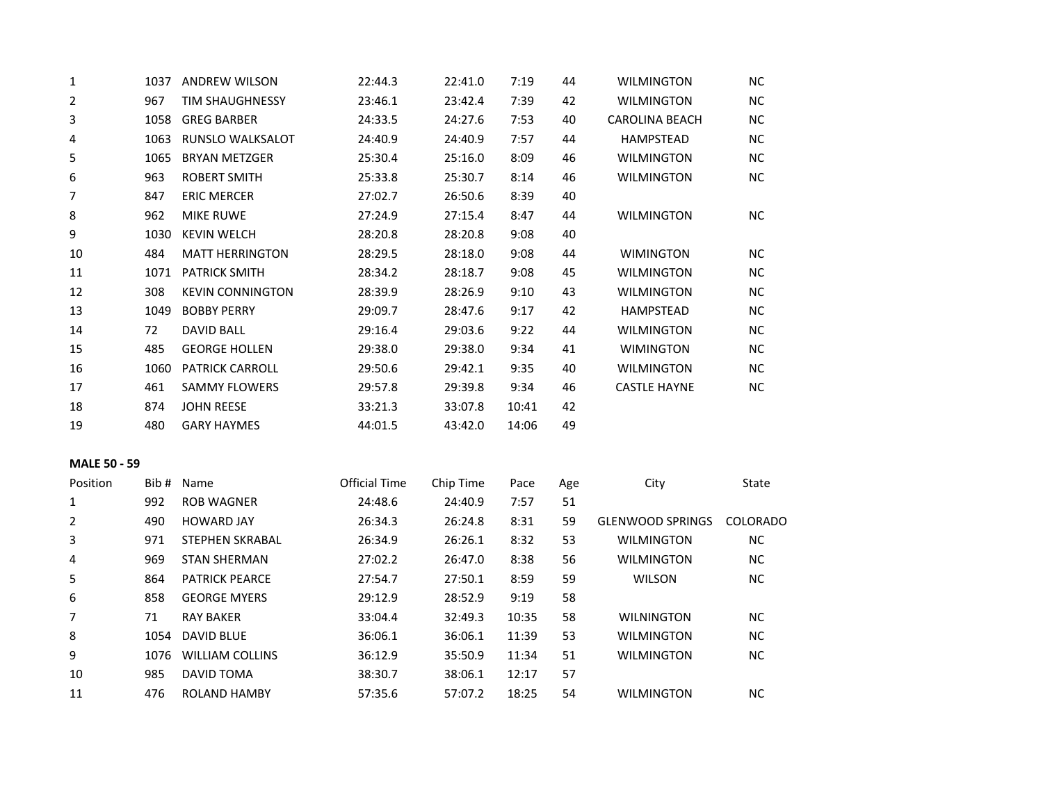| Position | Bib # | Name | Official Time | Chip Time | Pace | Age | City | State |
|---|---|---|---|---|---|---|---|---|
| 1 | 1037 | ANDREW WILSON | 22:44.3 | 22:41.0 | 7:19 | 44 | WILMINGTON | NC |
| 2 | 967 | TIM SHAUGHNESSY | 23:46.1 | 23:42.4 | 7:39 | 42 | WILMINGTON | NC |
| 3 | 1058 | GREG BARBER | 24:33.5 | 24:27.6 | 7:53 | 40 | CAROLINA BEACH | NC |
| 4 | 1063 | RUNSLO WALKSALOT | 24:40.9 | 24:40.9 | 7:57 | 44 | HAMPSTEAD | NC |
| 5 | 1065 | BRYAN METZGER | 25:30.4 | 25:16.0 | 8:09 | 46 | WILMINGTON | NC |
| 6 | 963 | ROBERT SMITH | 25:33.8 | 25:30.7 | 8:14 | 46 | WILMINGTON | NC |
| 7 | 847 | ERIC MERCER | 27:02.7 | 26:50.6 | 8:39 | 40 | | |
| 8 | 962 | MIKE RUWE | 27:24.9 | 27:15.4 | 8:47 | 44 | WILMINGTON | NC |
| 9 | 1030 | KEVIN WELCH | 28:20.8 | 28:20.8 | 9:08 | 40 | | |
| 10 | 484 | MATT HERRINGTON | 28:29.5 | 28:18.0 | 9:08 | 44 | WIMINGTON | NC |
| 11 | 1071 | PATRICK SMITH | 28:34.2 | 28:18.7 | 9:08 | 45 | WILMINGTON | NC |
| 12 | 308 | KEVIN CONNINGTON | 28:39.9 | 28:26.9 | 9:10 | 43 | WILMINGTON | NC |
| 13 | 1049 | BOBBY PERRY | 29:09.7 | 28:47.6 | 9:17 | 42 | HAMPSTEAD | NC |
| 14 | 72 | DAVID BALL | 29:16.4 | 29:03.6 | 9:22 | 44 | WILMINGTON | NC |
| 15 | 485 | GEORGE HOLLEN | 29:38.0 | 29:38.0 | 9:34 | 41 | WIMINGTON | NC |
| 16 | 1060 | PATRICK CARROLL | 29:50.6 | 29:42.1 | 9:35 | 40 | WILMINGTON | NC |
| 17 | 461 | SAMMY FLOWERS | 29:57.8 | 29:39.8 | 9:34 | 46 | CASTLE HAYNE | NC |
| 18 | 874 | JOHN REESE | 33:21.3 | 33:07.8 | 10:41 | 42 | | |
| 19 | 480 | GARY HAYMES | 44:01.5 | 43:42.0 | 14:06 | 49 | | |

**MALE 50 - 59**

| Position | Bib # | Name | Official Time | Chip Time | Pace | Age | City | State |
|---|---|---|---|---|---|---|---|---|
| 1 | 992 | ROB WAGNER | 24:48.6 | 24:40.9 | 7:57 | 51 | | |
| 2 | 490 | HOWARD JAY | 26:34.3 | 26:24.8 | 8:31 | 59 | GLENWOOD SPRINGS | COLORADO |
| 3 | 971 | STEPHEN SKRABAL | 26:34.9 | 26:26.1 | 8:32 | 53 | WILMINGTON | NC |
| 4 | 969 | STAN SHERMAN | 27:02.2 | 26:47.0 | 8:38 | 56 | WILMINGTON | NC |
| 5 | 864 | PATRICK PEARCE | 27:54.7 | 27:50.1 | 8:59 | 59 | WILSON | NC |
| 6 | 858 | GEORGE MYERS | 29:12.9 | 28:52.9 | 9:19 | 58 | | |
| 7 | 71 | RAY BAKER | 33:04.4 | 32:49.3 | 10:35 | 58 | WILNINGTON | NC |
| 8 | 1054 | DAVID BLUE | 36:06.1 | 36:06.1 | 11:39 | 53 | WILMINGTON | NC |
| 9 | 1076 | WILLIAM COLLINS | 36:12.9 | 35:50.9 | 11:34 | 51 | WILMINGTON | NC |
| 10 | 985 | DAVID TOMA | 38:30.7 | 38:06.1 | 12:17 | 57 | | |
| 11 | 476 | ROLAND HAMBY | 57:35.6 | 57:07.2 | 18:25 | 54 | WILMINGTON | NC |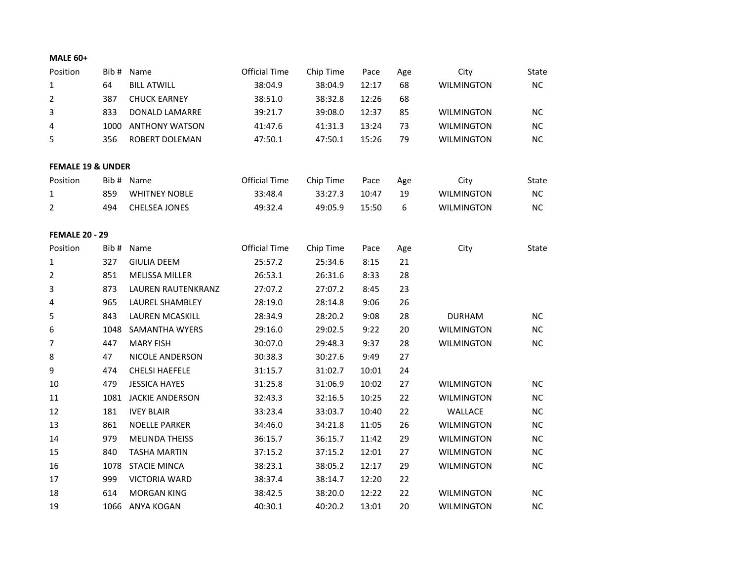**MALE 60+**

| Position | Bib # | Name | Official Time | Chip Time | Pace | Age | City | State |
|---|---|---|---|---|---|---|---|---|
| 1 | 64 | BILL ATWILL | 38:04.9 | 38:04.9 | 12:17 | 68 | WILMINGTON | NC |
| 2 | 387 | CHUCK EARNEY | 38:51.0 | 38:32.8 | 12:26 | 68 | | |
| 3 | 833 | DONALD LAMARRE | 39:21.7 | 39:08.0 | 12:37 | 85 | WILMINGTON | NC |
| 4 | 1000 | ANTHONY WATSON | 41:47.6 | 41:31.3 | 13:24 | 73 | WILMINGTON | NC |
| 5 | 356 | ROBERT DOLEMAN | 47:50.1 | 47:50.1 | 15:26 | 79 | WILMINGTON | NC |

**FEMALE 19 & UNDER**

| Position | Bib # | Name | Official Time | Chip Time | Pace | Age | City | State |
|---|---|---|---|---|---|---|---|---|
| 1 | 859 | WHITNEY NOBLE | 33:48.4 | 33:27.3 | 10:47 | 19 | WILMINGTON | NC |
| 2 | 494 | CHELSEA JONES | 49:32.4 | 49:05.9 | 15:50 | 6 | WILMINGTON | NC |

**FEMALE 20 - 29**

| Position | Bib # | Name | Official Time | Chip Time | Pace | Age | City | State |
|---|---|---|---|---|---|---|---|---|
| 1 | 327 | GIULIA DEEM | 25:57.2 | 25:34.6 | 8:15 | 21 | | |
| 2 | 851 | MELISSA MILLER | 26:53.1 | 26:31.6 | 8:33 | 28 | | |
| 3 | 873 | LAUREN RAUTENKRANZ | 27:07.2 | 27:07.2 | 8:45 | 23 | | |
| 4 | 965 | LAUREL SHAMBLEY | 28:19.0 | 28:14.8 | 9:06 | 26 | | |
| 5 | 843 | LAUREN MCASKILL | 28:34.9 | 28:20.2 | 9:08 | 28 | DURHAM | NC |
| 6 | 1048 | SAMANTHA WYERS | 29:16.0 | 29:02.5 | 9:22 | 20 | WILMINGTON | NC |
| 7 | 447 | MARY FISH | 30:07.0 | 29:48.3 | 9:37 | 28 | WILMINGTON | NC |
| 8 | 47 | NICOLE ANDERSON | 30:38.3 | 30:27.6 | 9:49 | 27 | | |
| 9 | 474 | CHELSI HAEFELE | 31:15.7 | 31:02.7 | 10:01 | 24 | | |
| 10 | 479 | JESSICA HAYES | 31:25.8 | 31:06.9 | 10:02 | 27 | WILMINGTON | NC |
| 11 | 1081 | JACKIE ANDERSON | 32:43.3 | 32:16.5 | 10:25 | 22 | WILMINGTON | NC |
| 12 | 181 | IVEY BLAIR | 33:23.4 | 33:03.7 | 10:40 | 22 | WALLACE | NC |
| 13 | 861 | NOELLE PARKER | 34:46.0 | 34:21.8 | 11:05 | 26 | WILMINGTON | NC |
| 14 | 979 | MELINDA THEISS | 36:15.7 | 36:15.7 | 11:42 | 29 | WILMINGTON | NC |
| 15 | 840 | TASHA MARTIN | 37:15.2 | 37:15.2 | 12:01 | 27 | WILMINGTON | NC |
| 16 | 1078 | STACIE MINCA | 38:23.1 | 38:05.2 | 12:17 | 29 | WILMINGTON | NC |
| 17 | 999 | VICTORIA WARD | 38:37.4 | 38:14.7 | 12:20 | 22 | | |
| 18 | 614 | MORGAN KING | 38:42.5 | 38:20.0 | 12:22 | 22 | WILMINGTON | NC |
| 19 | 1066 | ANYA KOGAN | 40:30.1 | 40:20.2 | 13:01 | 20 | WILMINGTON | NC |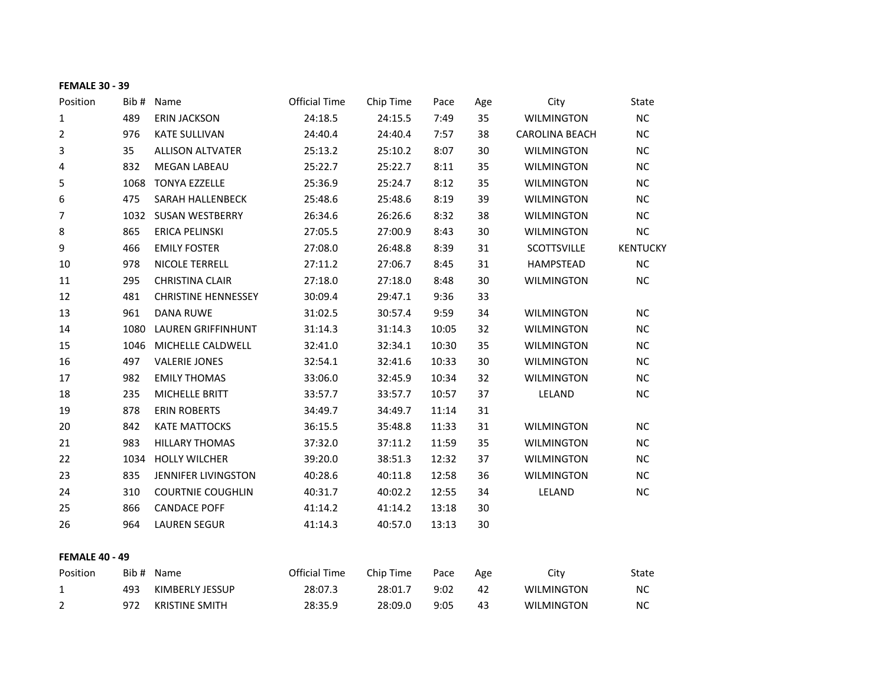**FEMALE 30 - 39**

| Position | Bib # | Name | Official Time | Chip Time | Pace | Age | City | State |
|---|---|---|---|---|---|---|---|---|
| 1 | 489 | ERIN JACKSON | 24:18.5 | 24:15.5 | 7:49 | 35 | WILMINGTON | NC |
| 2 | 976 | KATE SULLIVAN | 24:40.4 | 24:40.4 | 7:57 | 38 | CAROLINA BEACH | NC |
| 3 | 35 | ALLISON ALTVATER | 25:13.2 | 25:10.2 | 8:07 | 30 | WILMINGTON | NC |
| 4 | 832 | MEGAN LABEAU | 25:22.7 | 25:22.7 | 8:11 | 35 | WILMINGTON | NC |
| 5 | 1068 | TONYA EZZELLE | 25:36.9 | 25:24.7 | 8:12 | 35 | WILMINGTON | NC |
| 6 | 475 | SARAH HALLENBECK | 25:48.6 | 25:48.6 | 8:19 | 39 | WILMINGTON | NC |
| 7 | 1032 | SUSAN WESTBERRY | 26:34.6 | 26:26.6 | 8:32 | 38 | WILMINGTON | NC |
| 8 | 865 | ERICA PELINSKI | 27:05.5 | 27:00.9 | 8:43 | 30 | WILMINGTON | NC |
| 9 | 466 | EMILY FOSTER | 27:08.0 | 26:48.8 | 8:39 | 31 | SCOTTSVILLE | KENTUCKY |
| 10 | 978 | NICOLE TERRELL | 27:11.2 | 27:06.7 | 8:45 | 31 | HAMPSTEAD | NC |
| 11 | 295 | CHRISTINA CLAIR | 27:18.0 | 27:18.0 | 8:48 | 30 | WILMINGTON | NC |
| 12 | 481 | CHRISTINE HENNESSEY | 30:09.4 | 29:47.1 | 9:36 | 33 | | |
| 13 | 961 | DANA RUWE | 31:02.5 | 30:57.4 | 9:59 | 34 | WILMINGTON | NC |
| 14 | 1080 | LAUREN GRIFFINHUNT | 31:14.3 | 31:14.3 | 10:05 | 32 | WILMINGTON | NC |
| 15 | 1046 | MICHELLE CALDWELL | 32:41.0 | 32:34.1 | 10:30 | 35 | WILMINGTON | NC |
| 16 | 497 | VALERIE JONES | 32:54.1 | 32:41.6 | 10:33 | 30 | WILMINGTON | NC |
| 17 | 982 | EMILY THOMAS | 33:06.0 | 32:45.9 | 10:34 | 32 | WILMINGTON | NC |
| 18 | 235 | MICHELLE BRITT | 33:57.7 | 33:57.7 | 10:57 | 37 | LELAND | NC |
| 19 | 878 | ERIN ROBERTS | 34:49.7 | 34:49.7 | 11:14 | 31 | | |
| 20 | 842 | KATE MATTOCKS | 36:15.5 | 35:48.8 | 11:33 | 31 | WILMINGTON | NC |
| 21 | 983 | HILLARY THOMAS | 37:32.0 | 37:11.2 | 11:59 | 35 | WILMINGTON | NC |
| 22 | 1034 | HOLLY WILCHER | 39:20.0 | 38:51.3 | 12:32 | 37 | WILMINGTON | NC |
| 23 | 835 | JENNIFER LIVINGSTON | 40:28.6 | 40:11.8 | 12:58 | 36 | WILMINGTON | NC |
| 24 | 310 | COURTNIE COUGHLIN | 40:31.7 | 40:02.2 | 12:55 | 34 | LELAND | NC |
| 25 | 866 | CANDACE POFF | 41:14.2 | 41:14.2 | 13:18 | 30 | | |
| 26 | 964 | LAUREN SEGUR | 41:14.3 | 40:57.0 | 13:13 | 30 | | |

**FEMALE 40 - 49**

| Position | Bib # | Name | Official Time | Chip Time | Pace | Age | City | State |
|---|---|---|---|---|---|---|---|---|
| 1 | 493 | KIMBERLY JESSUP | 28:07.3 | 28:01.7 | 9:02 | 42 | WILMINGTON | NC |
| 2 | 972 | KRISTINE SMITH | 28:35.9 | 28:09.0 | 9:05 | 43 | WILMINGTON | NC |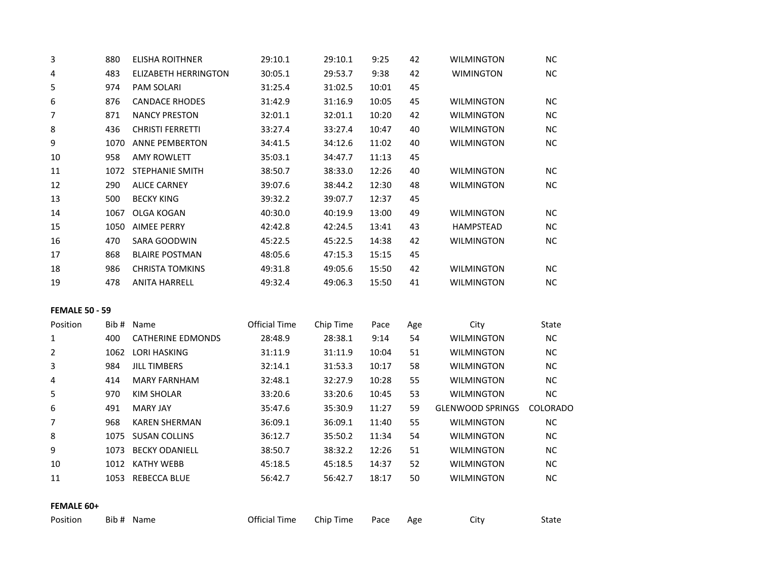| | | | | | | | | |
|---|---|---|---|---|---|---|---|---|
| 3 | 880 | ELISHA ROITHNER | 29:10.1 | 29:10.1 | 9:25 | 42 | WILMINGTON | NC |
| 4 | 483 | ELIZABETH HERRINGTON | 30:05.1 | 29:53.7 | 9:38 | 42 | WIMINGTON | NC |
| 5 | 974 | PAM SOLARI | 31:25.4 | 31:02.5 | 10:01 | 45 | | |
| 6 | 876 | CANDACE RHODES | 31:42.9 | 31:16.9 | 10:05 | 45 | WILMINGTON | NC |
| 7 | 871 | NANCY PRESTON | 32:01.1 | 32:01.1 | 10:20 | 42 | WILMINGTON | NC |
| 8 | 436 | CHRISTI FERRETTI | 33:27.4 | 33:27.4 | 10:47 | 40 | WILMINGTON | NC |
| 9 | 1070 | ANNE PEMBERTON | 34:41.5 | 34:12.6 | 11:02 | 40 | WILMINGTON | NC |
| 10 | 958 | AMY ROWLETT | 35:03.1 | 34:47.7 | 11:13 | 45 | | |
| 11 | 1072 | STEPHANIE SMITH | 38:50.7 | 38:33.0 | 12:26 | 40 | WILMINGTON | NC |
| 12 | 290 | ALICE CARNEY | 39:07.6 | 38:44.2 | 12:30 | 48 | WILMINGTON | NC |
| 13 | 500 | BECKY KING | 39:32.2 | 39:07.7 | 12:37 | 45 | | |
| 14 | 1067 | OLGA KOGAN | 40:30.0 | 40:19.9 | 13:00 | 49 | WILMINGTON | NC |
| 15 | 1050 | AIMEE PERRY | 42:42.8 | 42:24.5 | 13:41 | 43 | HAMPSTEAD | NC |
| 16 | 470 | SARA GOODWIN | 45:22.5 | 45:22.5 | 14:38 | 42 | WILMINGTON | NC |
| 17 | 868 | BLAIRE POSTMAN | 48:05.6 | 47:15.3 | 15:15 | 45 | | |
| 18 | 986 | CHRISTA TOMKINS | 49:31.8 | 49:05.6 | 15:50 | 42 | WILMINGTON | NC |
| 19 | 478 | ANITA HARRELL | 49:32.4 | 49:06.3 | 15:50 | 41 | WILMINGTON | NC |

**FEMALE 50 - 59**

| Position | Bib # | Name | Official Time | Chip Time | Pace | Age | City | State |
|---|---|---|---|---|---|---|---|---|
| 1 | 400 | CATHERINE EDMONDS | 28:48.9 | 28:38.1 | 9:14 | 54 | WILMINGTON | NC |
| 2 | 1062 | LORI HASKING | 31:11.9 | 31:11.9 | 10:04 | 51 | WILMINGTON | NC |
| 3 | 984 | JILL TIMBERS | 32:14.1 | 31:53.3 | 10:17 | 58 | WILMINGTON | NC |
| 4 | 414 | MARY FARNHAM | 32:48.1 | 32:27.9 | 10:28 | 55 | WILMINGTON | NC |
| 5 | 970 | KIM SHOLAR | 33:20.6 | 33:20.6 | 10:45 | 53 | WILMINGTON | NC |
| 6 | 491 | MARY JAY | 35:47.6 | 35:30.9 | 11:27 | 59 | GLENWOOD SPRINGS | COLORADO |
| 7 | 968 | KAREN SHERMAN | 36:09.1 | 36:09.1 | 11:40 | 55 | WILMINGTON | NC |
| 8 | 1075 | SUSAN COLLINS | 36:12.7 | 35:50.2 | 11:34 | 54 | WILMINGTON | NC |
| 9 | 1073 | BECKY ODANIELL | 38:50.7 | 38:32.2 | 12:26 | 51 | WILMINGTON | NC |
| 10 | 1012 | KATHY WEBB | 45:18.5 | 45:18.5 | 14:37 | 52 | WILMINGTON | NC |
| 11 | 1053 | REBECCA BLUE | 56:42.7 | 56:42.7 | 18:17 | 50 | WILMINGTON | NC |

**FEMALE 60+**

| Position | Bib # | Name | Official Time | Chip Time | Pace | Age | City | State |
|---|---|---|---|---|---|---|---|---|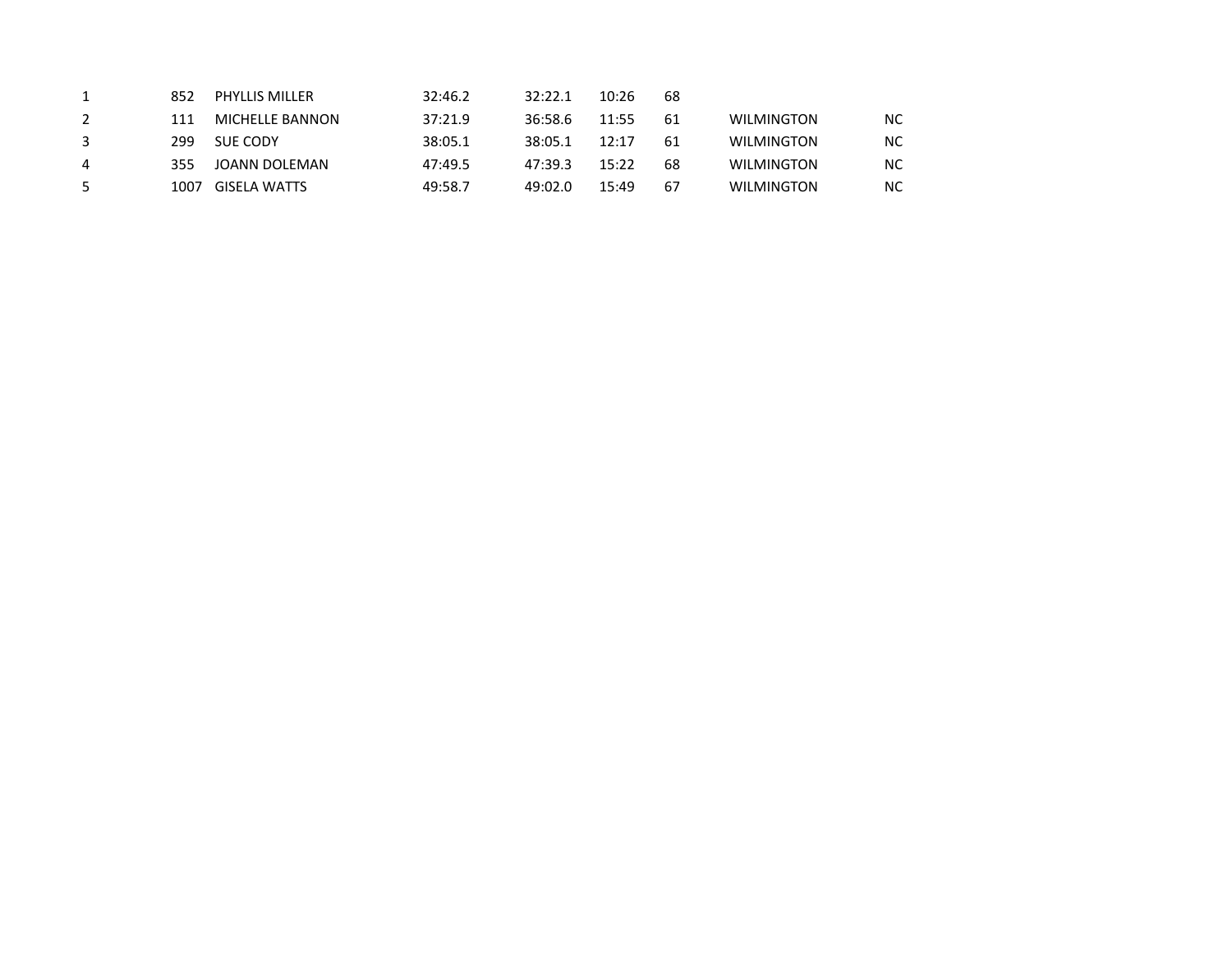| | | | | | | | | |
|---|---|---|---|---|---|---|---|---|
| 1 | 852 | PHYLLIS MILLER | 32:46.2 | 32:22.1 | 10:26 | 68 | | |
| 2 | 111 | MICHELLE BANNON | 37:21.9 | 36:58.6 | 11:55 | 61 | WILMINGTON | NC |
| 3 | 299 | SUE CODY | 38:05.1 | 38:05.1 | 12:17 | 61 | WILMINGTON | NC |
| 4 | 355 | JOANN DOLEMAN | 47:49.5 | 47:39.3 | 15:22 | 68 | WILMINGTON | NC |
| 5 | 1007 | GISELA WATTS | 49:58.7 | 49:02.0 | 15:49 | 67 | WILMINGTON | NC |